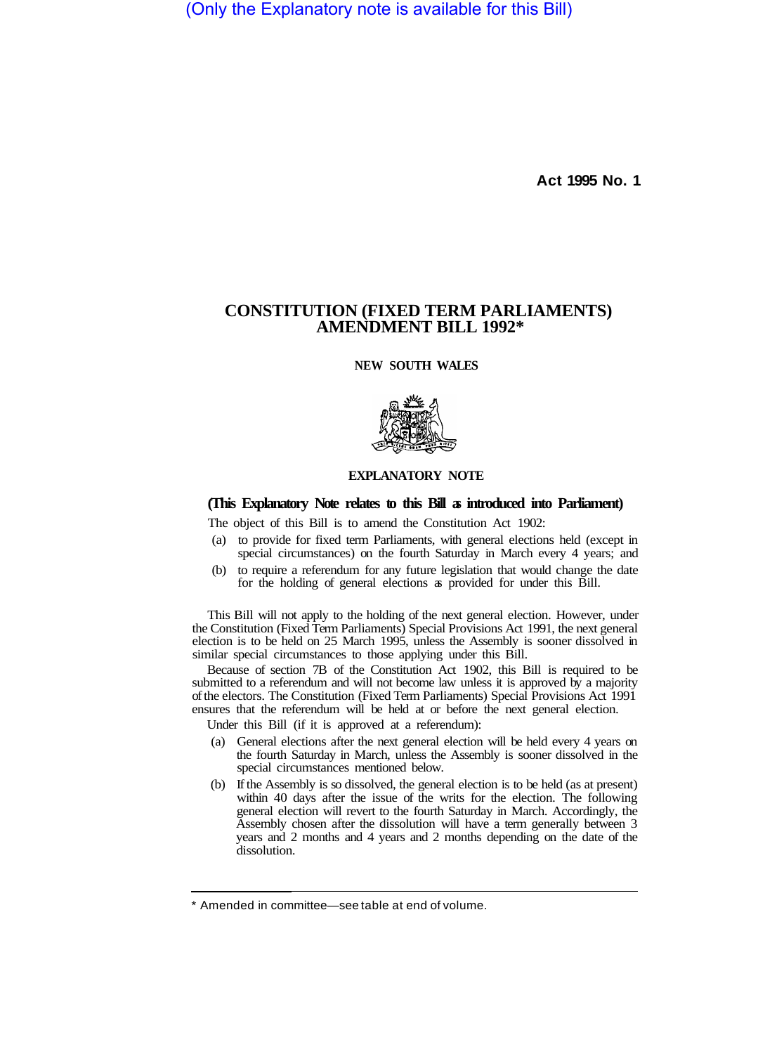(Only the Explanatory note is available for this Bill)

**Act 1995 No. 1**

# CONSTITUTION (FIXED TERM PARLIAMENTS) AMENDMENT BILL 1992*

**NEW SOUTH WALES**

## EXPLANATORY NOTE

**(This Explanatory Note relates to this Bill as introduced into Parliament)**

The object of this Bill is to amend the Constitution Act 1902:

(a) to provide for fixed term Parliaments, with general elections held (except in special circumstances) on the fourth Saturday in March every 4 years; and

(b) to require a referendum for any future legislation that would change the date for the holding of general elections as provided for under this Bill.

This Bill will not apply to the holding of the next general election. However, under the Constitution (Fixed Term Parliaments) Special Provisions Act 1991, the next general election is to be held on 25 March 1995, unless the Assembly is sooner dissolved in similar special circumstances to those applying under this Bill.

Because of section 7B of the Constitution Act 1902, this Bill is required to be submitted to a referendum and will not become law unless it is approved by a majority of the electors. The Constitution (Fixed Term Parliaments) Special Provisions Act 1991 ensures that the referendum will be held at or before the next general election.

Under this Bill (if it is approved at a referendum):

(a) General elections after the next general election will be held every 4 years on the fourth Saturday in March, unless the Assembly is sooner dissolved in the special circumstances mentioned below.

(b) If the Assembly is so dissolved, the general election is to be held (as at present) within 40 days after the issue of the writs for the election. The following general election will revert to the fourth Saturday in March. Accordingly, the Assembly chosen after the dissolution will have a term generally between 3 years and 2 months and 4 years and 2 months depending on the date of the dissolution.

---

* Amended in committee—see table at end of volume.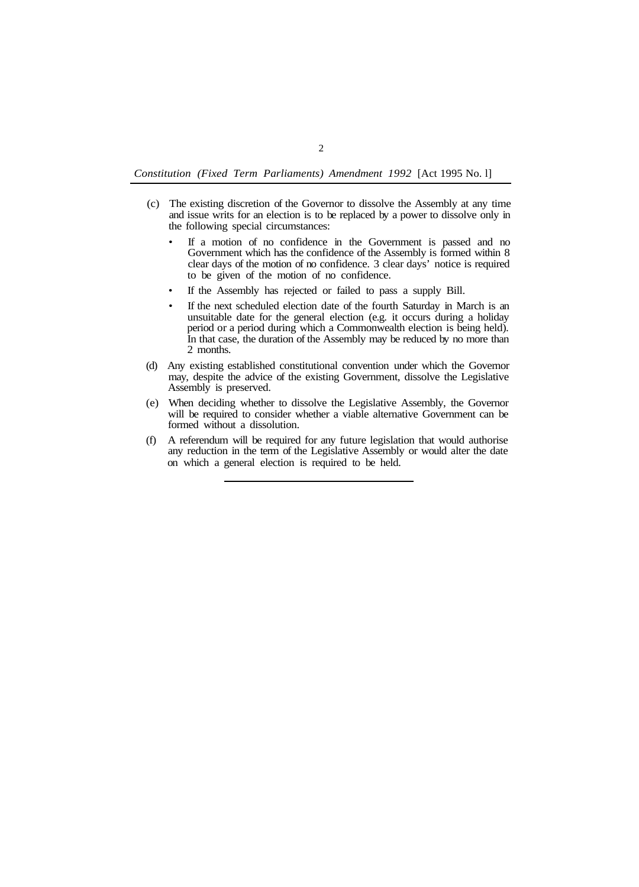(c) The existing discretion of the Governor to dissolve the Assembly at any time and issue writs for an election is to be replaced by a power to dissolve only in the following special circumstances:

- If a motion of no confidence in the Government is passed and no Government which has the confidence of the Assembly is formed within 8 clear days of the motion of no confidence. 3 clear days' notice is required to be given of the motion of no confidence.
- If the Assembly has rejected or failed to pass a supply Bill.
- If the next scheduled election date of the fourth Saturday in March is an unsuitable date for the general election (e.g. it occurs during a holiday period or a period during which a Commonwealth election is being held). In that case, the duration of the Assembly may be reduced by no more than 2 months.

(d) Any existing established constitutional convention under which the Governor may, despite the advice of the existing Government, dissolve the Legislative Assembly is preserved.

(e) When deciding whether to dissolve the Legislative Assembly, the Governor will be required to consider whether a viable alternative Government can be formed without a dissolution.

(f) A referendum will be required for any future legislation that would authorise any reduction in the term of the Legislative Assembly or would alter the date on which a general election is required to be held.